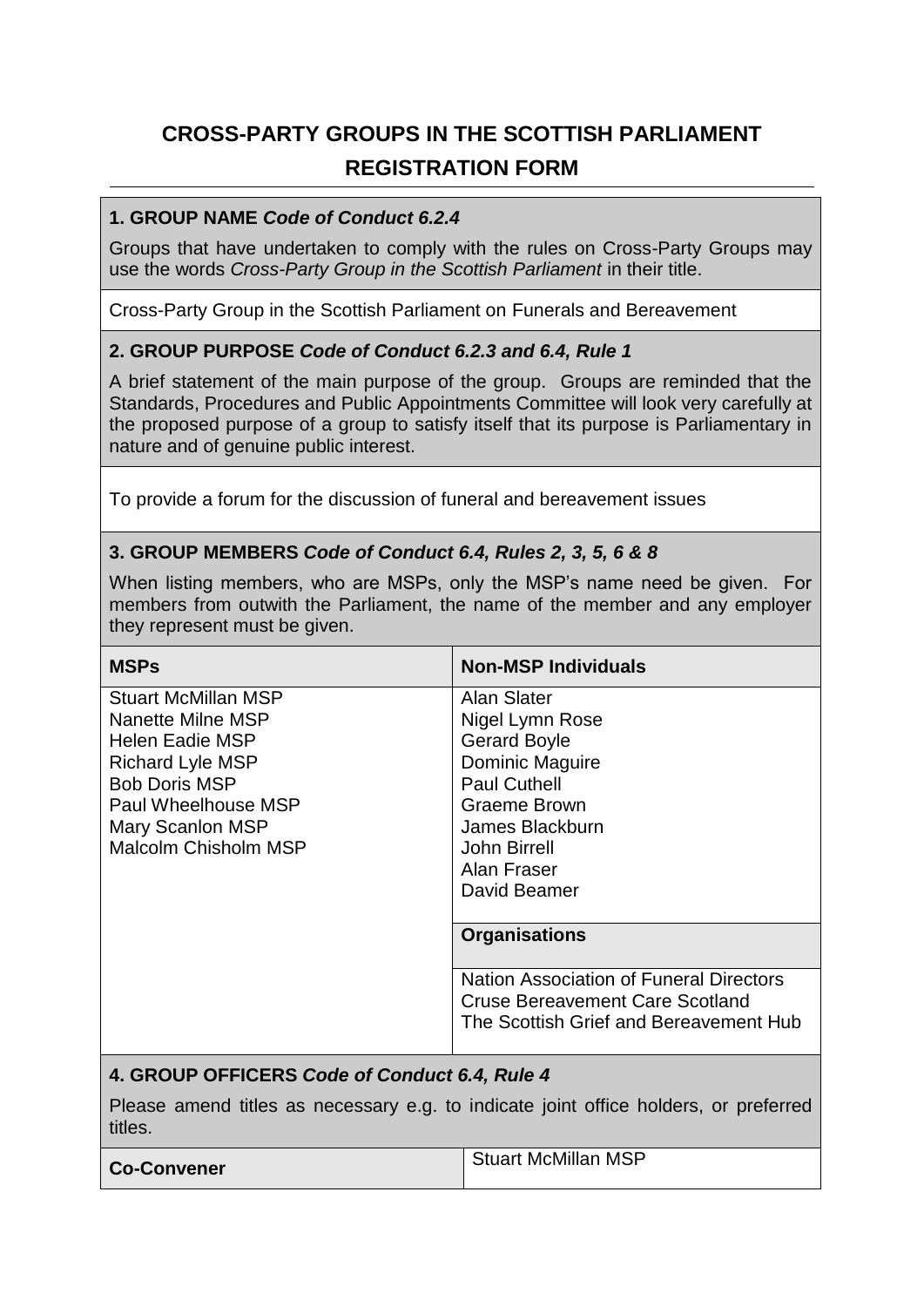# CROSS-PARTY GROUPS IN THE SCOTTISH PARLIAMENT

## REGISTRATION FORM

### 1. GROUP NAME *Code of Conduct 6.2.4*

Groups that have undertaken to comply with the rules on Cross-Party Groups may use the words *Cross-Party Group in the Scottish Parliament* in their title.

Cross-Party Group in the Scottish Parliament on Funerals and Bereavement

### 2. GROUP PURPOSE *Code of Conduct 6.2.3 and 6.4, Rule 1*

A brief statement of the main purpose of the group. Groups are reminded that the Standards, Procedures and Public Appointments Committee will look very carefully at the proposed purpose of a group to satisfy itself that its purpose is Parliamentary in nature and of genuine public interest.

To provide a forum for the discussion of funeral and bereavement issues

### 3. GROUP MEMBERS *Code of Conduct 6.4, Rules 2, 3, 5, 6 & 8*

When listing members, who are MSPs, only the MSP's name need be given. For members from outwith the Parliament, the name of the member and any employer they represent must be given.

| MSPs | Non-MSP Individuals |
| --- | --- |
| Stuart McMillan MSP<br>Nanette Milne MSP<br>Helen Eadie MSP<br>Richard Lyle MSP<br>Bob Doris MSP<br>Paul Wheelhouse MSP<br>Mary Scanlon MSP<br>Malcolm Chisholm MSP | Alan Slater<br>Nigel Lymn Rose<br>Gerard Boyle<br>Dominic Maguire<br>Paul Cuthell<br>Graeme Brown<br>James Blackburn<br>John Birrell<br>Alan Fraser<br>David Beamer |
| | **Organisations** |
| | Nation Association of Funeral Directors<br>Cruse Bereavement Care Scotland<br>The Scottish Grief and Bereavement Hub |

### 4. GROUP OFFICERS *Code of Conduct 6.4, Rule 4*

Please amend titles as necessary e.g. to indicate joint office holders, or preferred titles.

| | |
| --- | --- |
| **Co-Convener** | Stuart McMillan MSP |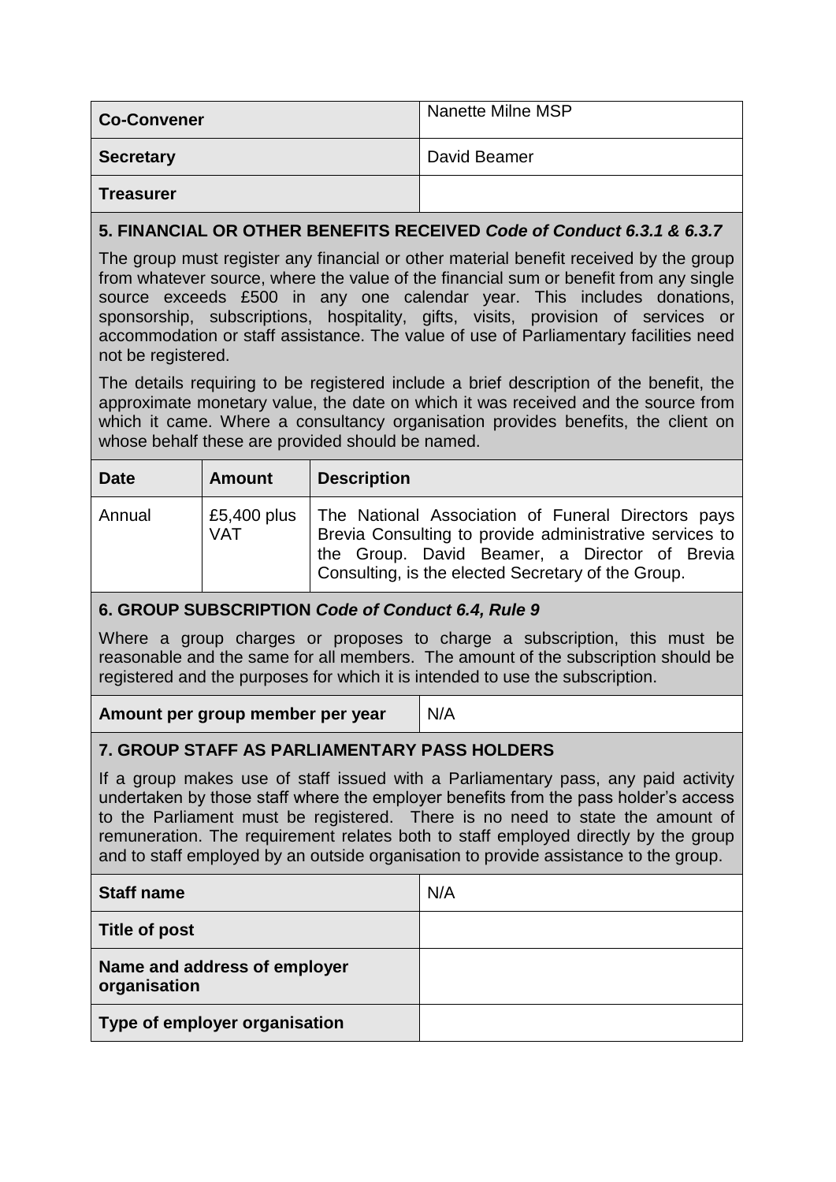| | |
|---|---|
| **Co-Convener** | Nanette Milne MSP |
| **Secretary** | David Beamer |
| **Treasurer** | |

## 5. FINANCIAL OR OTHER BENEFITS RECEIVED *Code of Conduct 6.3.1 & 6.3.7*

The group must register any financial or other material benefit received by the group from whatever source, where the value of the financial sum or benefit from any single source exceeds £500 in any one calendar year. This includes donations, sponsorship, subscriptions, hospitality, gifts, visits, provision of services or accommodation or staff assistance. The value of use of Parliamentary facilities need not be registered.

The details requiring to be registered include a brief description of the benefit, the approximate monetary value, the date on which it was received and the source from which it came. Where a consultancy organisation provides benefits, the client on whose behalf these are provided should be named.

| Date | Amount | Description |
|---|---|---|
| Annual | £5,400 plus VAT | The National Association of Funeral Directors pays Brevia Consulting to provide administrative services to the Group. David Beamer, a Director of Brevia Consulting, is the elected Secretary of the Group. |

## 6. GROUP SUBSCRIPTION *Code of Conduct 6.4, Rule 9*

Where a group charges or proposes to charge a subscription, this must be reasonable and the same for all members. The amount of the subscription should be registered and the purposes for which it is intended to use the subscription.

| | |
|---|---|
| **Amount per group member per year** | N/A |

## 7. GROUP STAFF AS PARLIAMENTARY PASS HOLDERS

If a group makes use of staff issued with a Parliamentary pass, any paid activity undertaken by those staff where the employer benefits from the pass holder's access to the Parliament must be registered. There is no need to state the amount of remuneration. The requirement relates both to staff employed directly by the group and to staff employed by an outside organisation to provide assistance to the group.

| | |
|---|---|
| **Staff name** | N/A |
| **Title of post** | |
| **Name and address of employer organisation** | |
| **Type of employer organisation** | |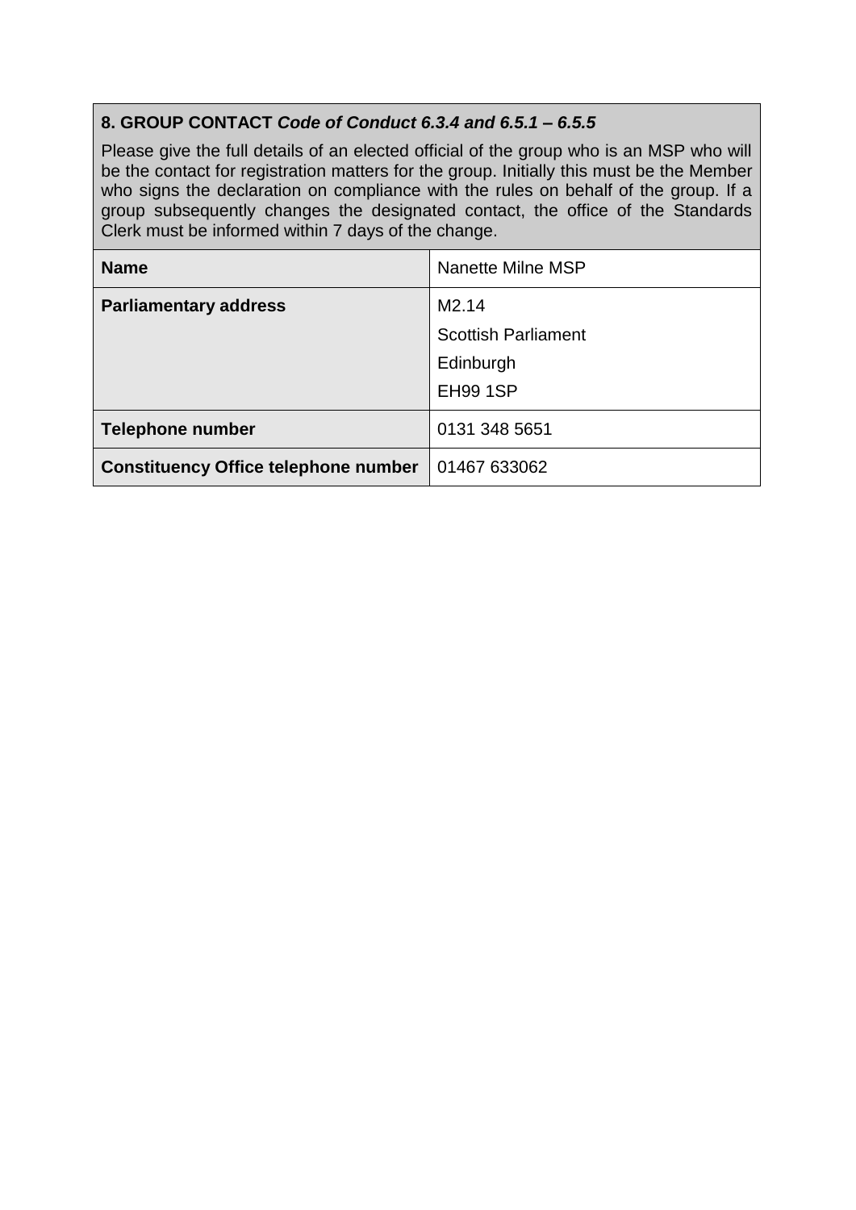**8. GROUP CONTACT *Code of Conduct 6.3.4 and 6.5.1 – 6.5.5***

Please give the full details of an elected official of the group who is an MSP who will be the contact for registration matters for the group. Initially this must be the Member who signs the declaration on compliance with the rules on behalf of the group. If a group subsequently changes the designated contact, the office of the Standards Clerk must be informed within 7 days of the change.

| | |
|---|---|
| **Name** | Nanette Milne MSP |
| **Parliamentary address** | M2.14<br>Scottish Parliament<br>Edinburgh<br>EH99 1SP |
| **Telephone number** | 0131 348 5651 |
| **Constituency Office telephone number** | 01467 633062 |